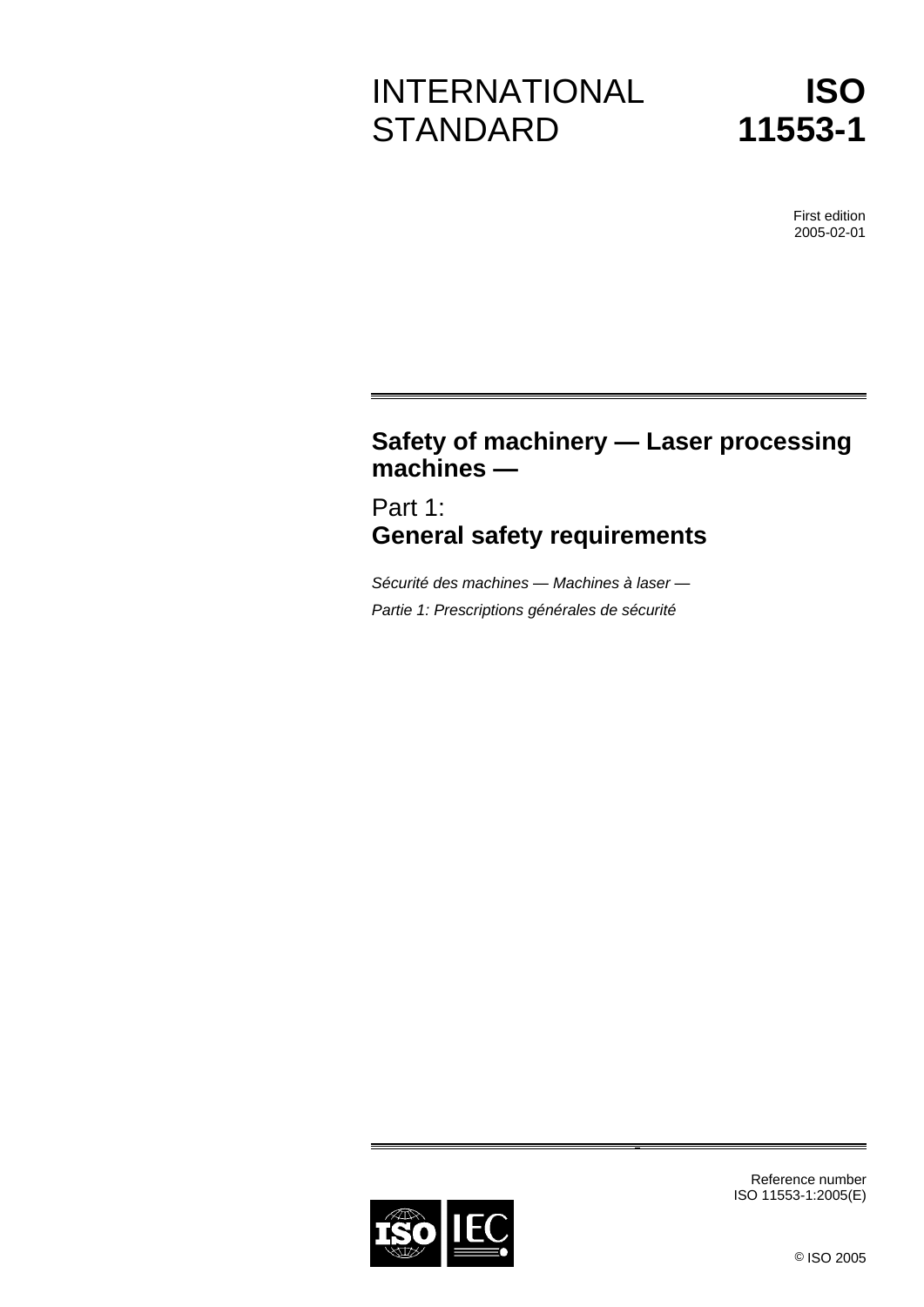# INTERNATIONAL STANDARD

# ISO 11553-1

First edition
2005-02-01

## Safety of machinery — Laser processing machines —

## Part 1: General safety requirements

*Sécurité des machines — Machines à laser —*

*Partie 1: Prescriptions générales de sécurité*

Reference number
ISO 11553-1:2005(E)

© ISO 2005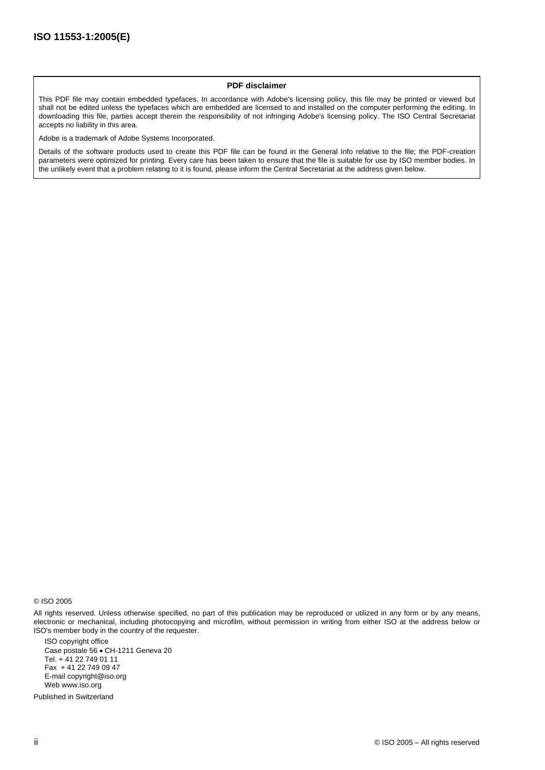**PDF disclaimer**

This PDF file may contain embedded typefaces. In accordance with Adobe's licensing policy, this file may be printed or viewed but shall not be edited unless the typefaces which are embedded are licensed to and installed on the computer performing the editing. In downloading this file, parties accept therein the responsibility of not infringing Adobe's licensing policy. The ISO Central Secretariat accepts no liability in this area.

Adobe is a trademark of Adobe Systems Incorporated.

Details of the software products used to create this PDF file can be found in the General Info relative to the file; the PDF-creation parameters were optimized for printing. Every care has been taken to ensure that the file is suitable for use by ISO member bodies. In the unlikely event that a problem relating to it is found, please inform the Central Secretariat at the address given below.

© ISO 2005

All rights reserved. Unless otherwise specified, no part of this publication may be reproduced or utilized in any form or by any means, electronic or mechanical, including photocopying and microfilm, without permission in writing from either ISO at the address below or ISO's member body in the country of the requester.

ISO copyright office
Case postale 56 • CH-1211 Geneva 20
Tel. + 41 22 749 01 11
Fax + 41 22 749 09 47
E-mail copyright@iso.org
Web www.iso.org

Published in Switzerland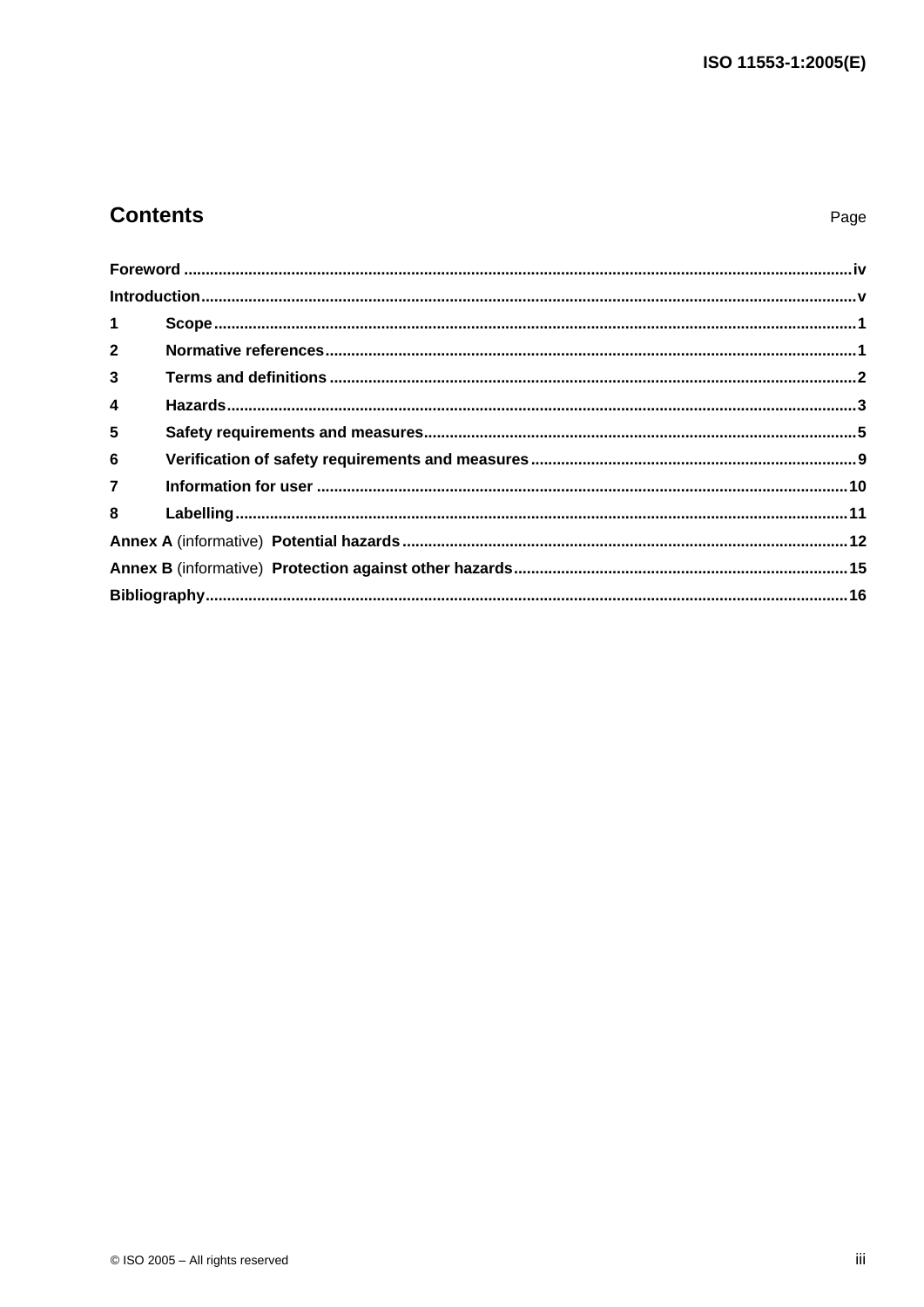# Contents

| | | Page |
|---|---|---|
| **Foreword** | | iv |
| **Introduction** | | v |
| **1** | **Scope** | 1 |
| **2** | **Normative references** | 1 |
| **3** | **Terms and definitions** | 2 |
| **4** | **Hazards** | 3 |
| **5** | **Safety requirements and measures** | 5 |
| **6** | **Verification of safety requirements and measures** | 9 |
| **7** | **Information for user** | 10 |
| **8** | **Labelling** | 11 |
| **Annex A** (informative) **Potential hazards** | | 12 |
| **Annex B** (informative) **Protection against other hazards** | | 15 |
| **Bibliography** | | 16 |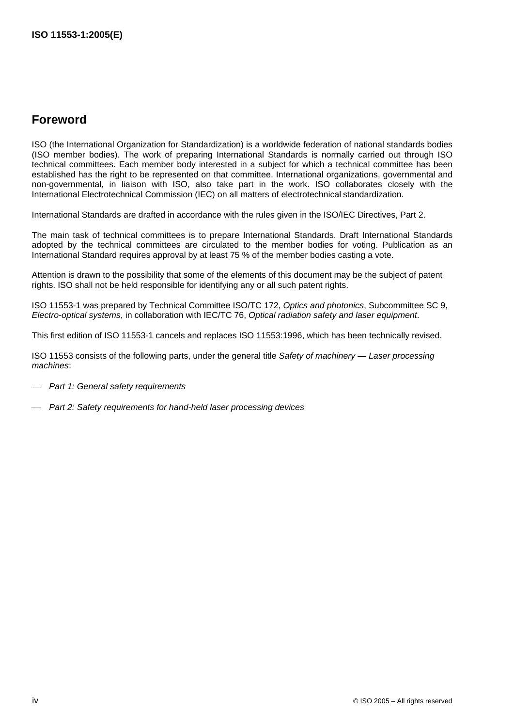## Foreword

ISO (the International Organization for Standardization) is a worldwide federation of national standards bodies (ISO member bodies). The work of preparing International Standards is normally carried out through ISO technical committees. Each member body interested in a subject for which a technical committee has been established has the right to be represented on that committee. International organizations, governmental and non-governmental, in liaison with ISO, also take part in the work. ISO collaborates closely with the International Electrotechnical Commission (IEC) on all matters of electrotechnical standardization.

International Standards are drafted in accordance with the rules given in the ISO/IEC Directives, Part 2.

The main task of technical committees is to prepare International Standards. Draft International Standards adopted by the technical committees are circulated to the member bodies for voting. Publication as an International Standard requires approval by at least 75 % of the member bodies casting a vote.

Attention is drawn to the possibility that some of the elements of this document may be the subject of patent rights. ISO shall not be held responsible for identifying any or all such patent rights.

ISO 11553-1 was prepared by Technical Committee ISO/TC 172, *Optics and photonics*, Subcommittee SC 9, *Electro-optical systems*, in collaboration with IEC/TC 76, *Optical radiation safety and laser equipment*.

This first edition of ISO 11553-1 cancels and replaces ISO 11553:1996, which has been technically revised.

ISO 11553 consists of the following parts, under the general title *Safety of machinery — Laser processing machines*:

— *Part 1: General safety requirements*

— *Part 2: Safety requirements for hand-held laser processing devices*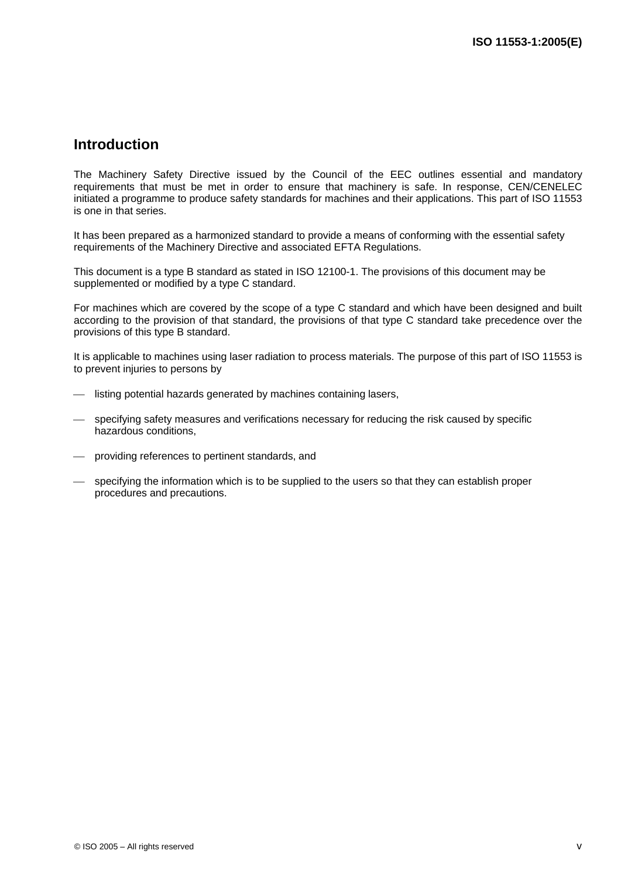## Introduction

The Machinery Safety Directive issued by the Council of the EEC outlines essential and mandatory requirements that must be met in order to ensure that machinery is safe. In response, CEN/CENELEC initiated a programme to produce safety standards for machines and their applications. This part of ISO 11553 is one in that series.

It has been prepared as a harmonized standard to provide a means of conforming with the essential safety requirements of the Machinery Directive and associated EFTA Regulations.

This document is a type B standard as stated in ISO 12100-1. The provisions of this document may be supplemented or modified by a type C standard.

For machines which are covered by the scope of a type C standard and which have been designed and built according to the provision of that standard, the provisions of that type C standard take precedence over the provisions of this type B standard.

It is applicable to machines using laser radiation to process materials. The purpose of this part of ISO 11553 is to prevent injuries to persons by

- listing potential hazards generated by machines containing lasers,
- specifying safety measures and verifications necessary for reducing the risk caused by specific hazardous conditions,
- providing references to pertinent standards, and
- specifying the information which is to be supplied to the users so that they can establish proper procedures and precautions.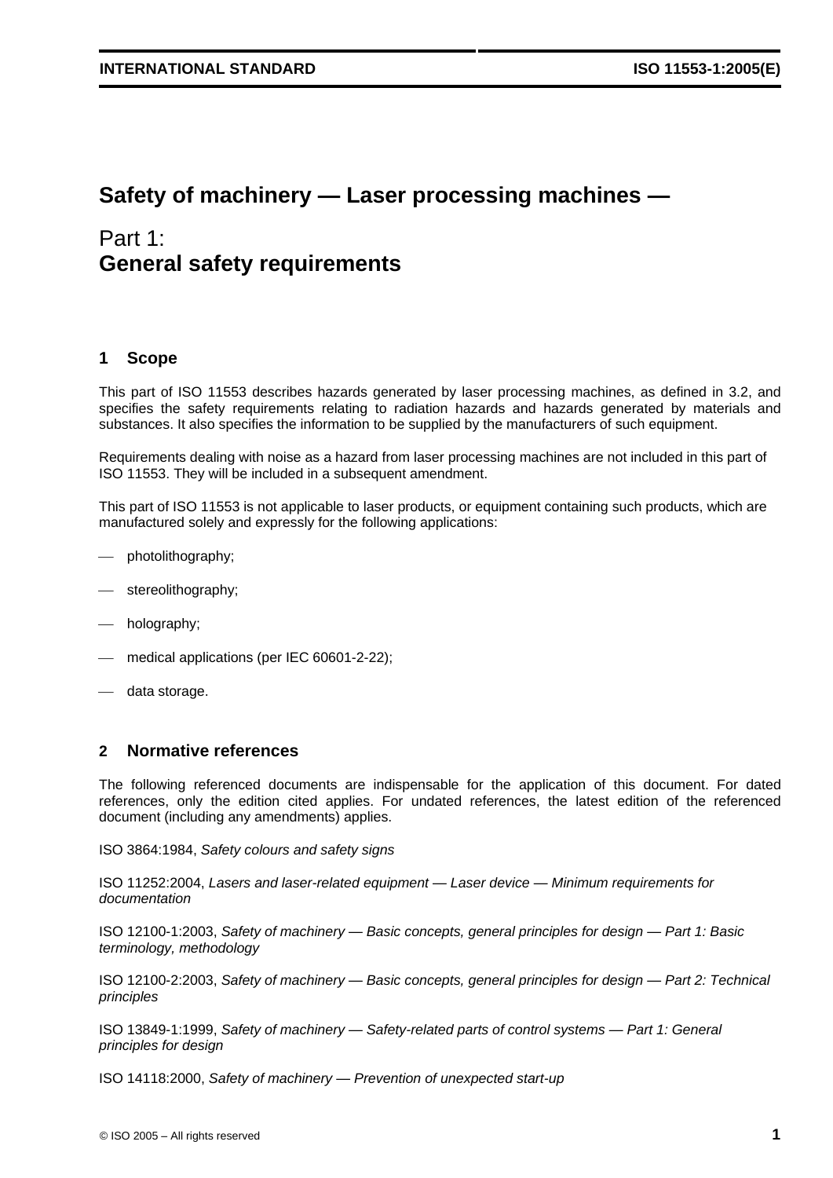# Safety of machinery — Laser processing machines —

## Part 1: General safety requirements

## 1 Scope

This part of ISO 11553 describes hazards generated by laser processing machines, as defined in 3.2, and specifies the safety requirements relating to radiation hazards and hazards generated by materials and substances. It also specifies the information to be supplied by the manufacturers of such equipment.

Requirements dealing with noise as a hazard from laser processing machines are not included in this part of ISO 11553. They will be included in a subsequent amendment.

This part of ISO 11553 is not applicable to laser products, or equipment containing such products, which are manufactured solely and expressly for the following applications:

- photolithography;
- stereolithography;
- holography;
- medical applications (per IEC 60601-2-22);
- data storage.

## 2 Normative references

The following referenced documents are indispensable for the application of this document. For dated references, only the edition cited applies. For undated references, the latest edition of the referenced document (including any amendments) applies.

ISO 3864:1984, *Safety colours and safety signs*

ISO 11252:2004, *Lasers and laser-related equipment — Laser device — Minimum requirements for documentation*

ISO 12100-1:2003, *Safety of machinery — Basic concepts, general principles for design — Part 1: Basic terminology, methodology*

ISO 12100-2:2003, *Safety of machinery — Basic concepts, general principles for design — Part 2: Technical principles*

ISO 13849-1:1999, *Safety of machinery — Safety-related parts of control systems — Part 1: General principles for design*

ISO 14118:2000, *Safety of machinery — Prevention of unexpected start-up*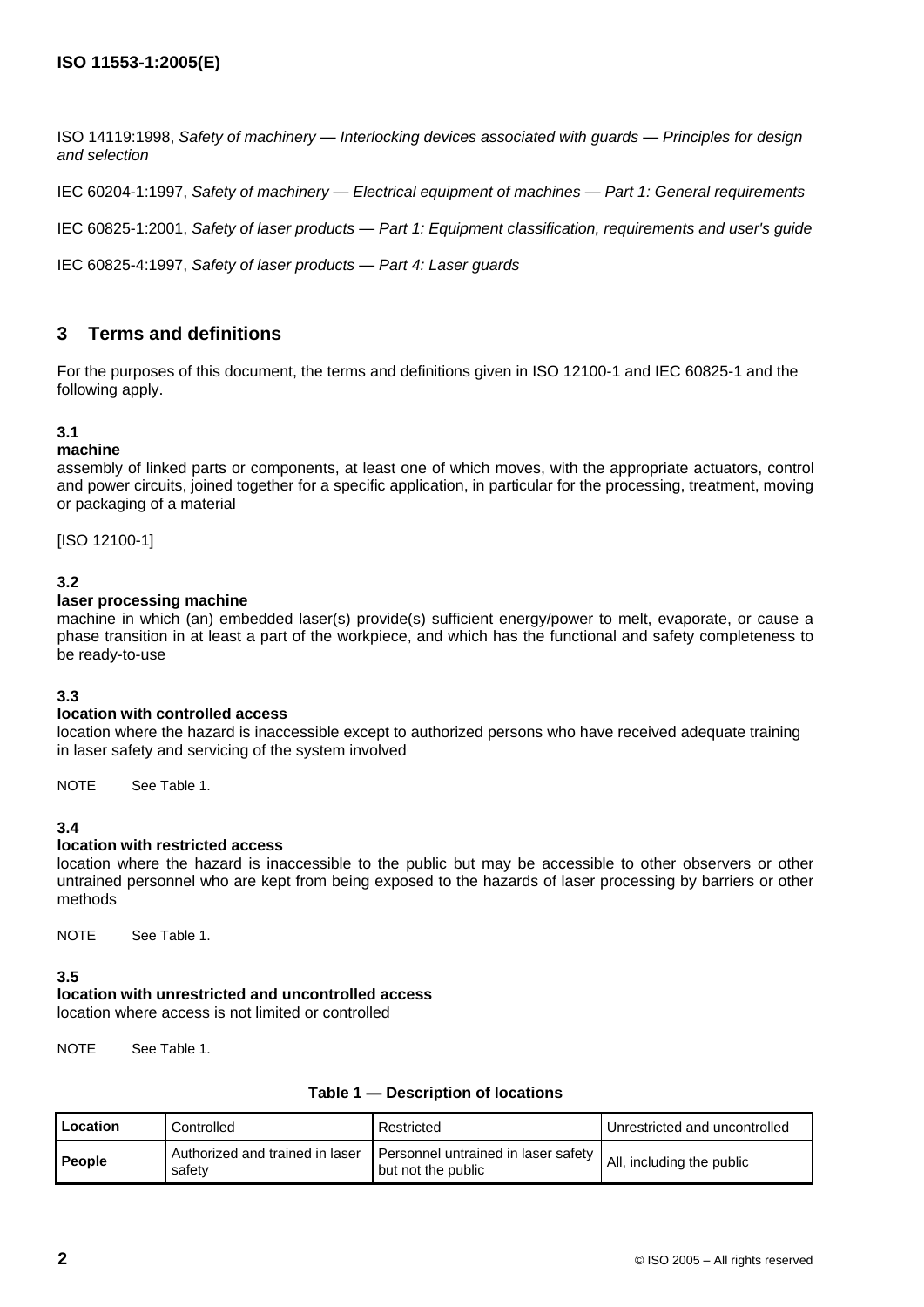ISO 14119:1998, *Safety of machinery — Interlocking devices associated with guards — Principles for design and selection*

IEC 60204-1:1997, *Safety of machinery — Electrical equipment of machines — Part 1: General requirements*

IEC 60825-1:2001, *Safety of laser products — Part 1: Equipment classification, requirements and user's guide*

IEC 60825-4:1997, *Safety of laser products — Part 4: Laser guards*

## 3 Terms and definitions

For the purposes of this document, the terms and definitions given in ISO 12100-1 and IEC 60825-1 and the following apply.

### 3.1
**machine**

assembly of linked parts or components, at least one of which moves, with the appropriate actuators, control and power circuits, joined together for a specific application, in particular for the processing, treatment, moving or packaging of a material

[ISO 12100-1]

### 3.2
**laser processing machine**

machine in which (an) embedded laser(s) provide(s) sufficient energy/power to melt, evaporate, or cause a phase transition in at least a part of the workpiece, and which has the functional and safety completeness to be ready-to-use

### 3.3
**location with controlled access**

location where the hazard is inaccessible except to authorized persons who have received adequate training in laser safety and servicing of the system involved

NOTE See Table 1.

### 3.4
**location with restricted access**

location where the hazard is inaccessible to the public but may be accessible to other observers or other untrained personnel who are kept from being exposed to the hazards of laser processing by barriers or other methods

NOTE See Table 1.

### 3.5
**location with unrestricted and uncontrolled access**

location where access is not limited or controlled

NOTE See Table 1.

**Table 1 — Description of locations**

| **Location** | Controlled | Restricted | Unrestricted and uncontrolled |
|---|---|---|---|
| **People** | Authorized and trained in laser safety | Personnel untrained in laser safety but not the public | All, including the public |